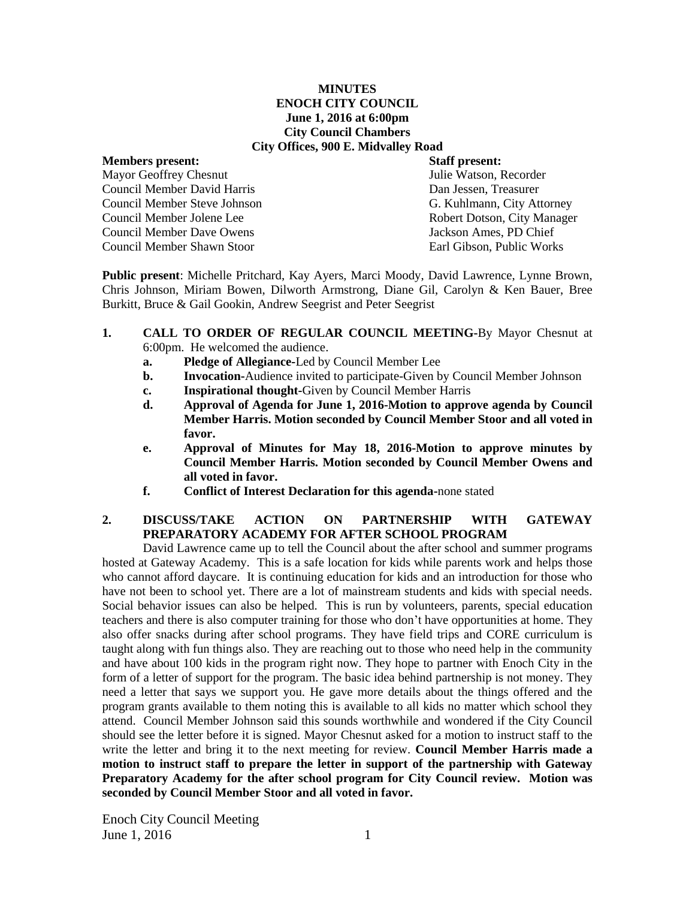**MINUTES**
**ENOCH CITY COUNCIL**
**June 1, 2016 at 6:00pm**
**City Council Chambers**
**City Offices, 900 E. Midvalley Road**

| **Members present:** | **Staff present:** |
|---|---|
| Mayor Geoffrey Chesnut | Julie Watson, Recorder |
| Council Member David Harris | Dan Jessen, Treasurer |
| Council Member Steve Johnson | G. Kuhlmann, City Attorney |
| Council Member Jolene Lee | Robert Dotson, City Manager |
| Council Member Dave Owens | Jackson Ames, PD Chief |
| Council Member Shawn Stoor | Earl Gibson, Public Works |

**Public present**: Michelle Pritchard, Kay Ayers, Marci Moody, David Lawrence, Lynne Brown, Chris Johnson, Miriam Bowen, Dilworth Armstrong, Diane Gil, Carolyn & Ken Bauer, Bree Burkitt, Bruce & Gail Gookin, Andrew Seegrist and Peter Seegrist

1. **CALL TO ORDER OF REGULAR COUNCIL MEETING-**By Mayor Chesnut at 6:00pm. He welcomed the audience.
   a. **Pledge of Allegiance-**Led by Council Member Lee
   b. **Invocation-**Audience invited to participate-Given by Council Member Johnson
   c. **Inspirational thought-**Given by Council Member Harris
   d. **Approval of Agenda for June 1, 2016-Motion to approve agenda by Council Member Harris. Motion seconded by Council Member Stoor and all voted in favor.**
   e. **Approval of Minutes for May 18, 2016-Motion to approve minutes by Council Member Harris. Motion seconded by Council Member Owens and all voted in favor.**
   f. **Conflict of Interest Declaration for this agenda-**none stated

2. **DISCUSS/TAKE ACTION ON PARTNERSHIP WITH GATEWAY PREPARATORY ACADEMY FOR AFTER SCHOOL PROGRAM**

David Lawrence came up to tell the Council about the after school and summer programs hosted at Gateway Academy. This is a safe location for kids while parents work and helps those who cannot afford daycare. It is continuing education for kids and an introduction for those who have not been to school yet. There are a lot of mainstream students and kids with special needs. Social behavior issues can also be helped. This is run by volunteers, parents, special education teachers and there is also computer training for those who don't have opportunities at home. They also offer snacks during after school programs. They have field trips and CORE curriculum is taught along with fun things also. They are reaching out to those who need help in the community and have about 100 kids in the program right now. They hope to partner with Enoch City in the form of a letter of support for the program. The basic idea behind partnership is not money. They need a letter that says we support you. He gave more details about the things offered and the program grants available to them noting this is available to all kids no matter which school they attend. Council Member Johnson said this sounds worthwhile and wondered if the City Council should see the letter before it is signed. Mayor Chesnut asked for a motion to instruct staff to the write the letter and bring it to the next meeting for review. **Council Member Harris made a motion to instruct staff to prepare the letter in support of the partnership with Gateway Preparatory Academy for the after school program for City Council review. Motion was seconded by Council Member Stoor and all voted in favor.**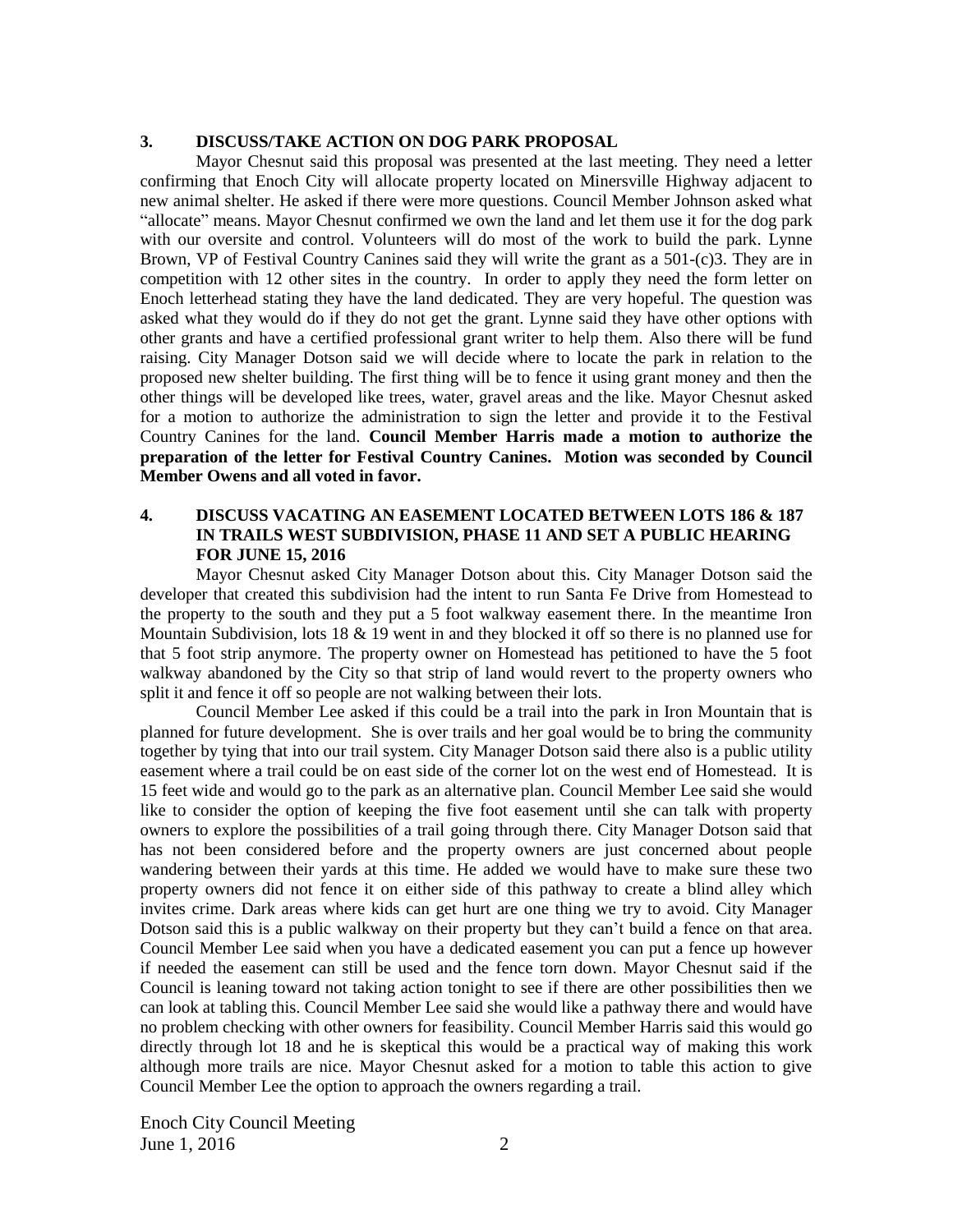### 3. DISCUSS/TAKE ACTION ON DOG PARK PROPOSAL

Mayor Chesnut said this proposal was presented at the last meeting. They need a letter confirming that Enoch City will allocate property located on Minersville Highway adjacent to new animal shelter. He asked if there were more questions. Council Member Johnson asked what "allocate" means. Mayor Chesnut confirmed we own the land and let them use it for the dog park with our oversite and control. Volunteers will do most of the work to build the park. Lynne Brown, VP of Festival Country Canines said they will write the grant as a 501-(c)3. They are in competition with 12 other sites in the country. In order to apply they need the form letter on Enoch letterhead stating they have the land dedicated. They are very hopeful. The question was asked what they would do if they do not get the grant. Lynne said they have other options with other grants and have a certified professional grant writer to help them. Also there will be fund raising. City Manager Dotson said we will decide where to locate the park in relation to the proposed new shelter building. The first thing will be to fence it using grant money and then the other things will be developed like trees, water, gravel areas and the like. Mayor Chesnut asked for a motion to authorize the administration to sign the letter and provide it to the Festival Country Canines for the land. **Council Member Harris made a motion to authorize the preparation of the letter for Festival Country Canines. Motion was seconded by Council Member Owens and all voted in favor.**

### 4. DISCUSS VACATING AN EASEMENT LOCATED BETWEEN LOTS 186 & 187 IN TRAILS WEST SUBDIVISION, PHASE 11 AND SET A PUBLIC HEARING FOR JUNE 15, 2016

Mayor Chesnut asked City Manager Dotson about this. City Manager Dotson said the developer that created this subdivision had the intent to run Santa Fe Drive from Homestead to the property to the south and they put a 5 foot walkway easement there. In the meantime Iron Mountain Subdivision, lots 18 & 19 went in and they blocked it off so there is no planned use for that 5 foot strip anymore. The property owner on Homestead has petitioned to have the 5 foot walkway abandoned by the City so that strip of land would revert to the property owners who split it and fence it off so people are not walking between their lots.

Council Member Lee asked if this could be a trail into the park in Iron Mountain that is planned for future development. She is over trails and her goal would be to bring the community together by tying that into our trail system. City Manager Dotson said there also is a public utility easement where a trail could be on east side of the corner lot on the west end of Homestead. It is 15 feet wide and would go to the park as an alternative plan. Council Member Lee said she would like to consider the option of keeping the five foot easement until she can talk with property owners to explore the possibilities of a trail going through there. City Manager Dotson said that has not been considered before and the property owners are just concerned about people wandering between their yards at this time. He added we would have to make sure these two property owners did not fence it on either side of this pathway to create a blind alley which invites crime. Dark areas where kids can get hurt are one thing we try to avoid. City Manager Dotson said this is a public walkway on their property but they can't build a fence on that area. Council Member Lee said when you have a dedicated easement you can put a fence up however if needed the easement can still be used and the fence torn down. Mayor Chesnut said if the Council is leaning toward not taking action tonight to see if there are other possibilities then we can look at tabling this. Council Member Lee said she would like a pathway there and would have no problem checking with other owners for feasibility. Council Member Harris said this would go directly through lot 18 and he is skeptical this would be a practical way of making this work although more trails are nice. Mayor Chesnut asked for a motion to table this action to give Council Member Lee the option to approach the owners regarding a trail.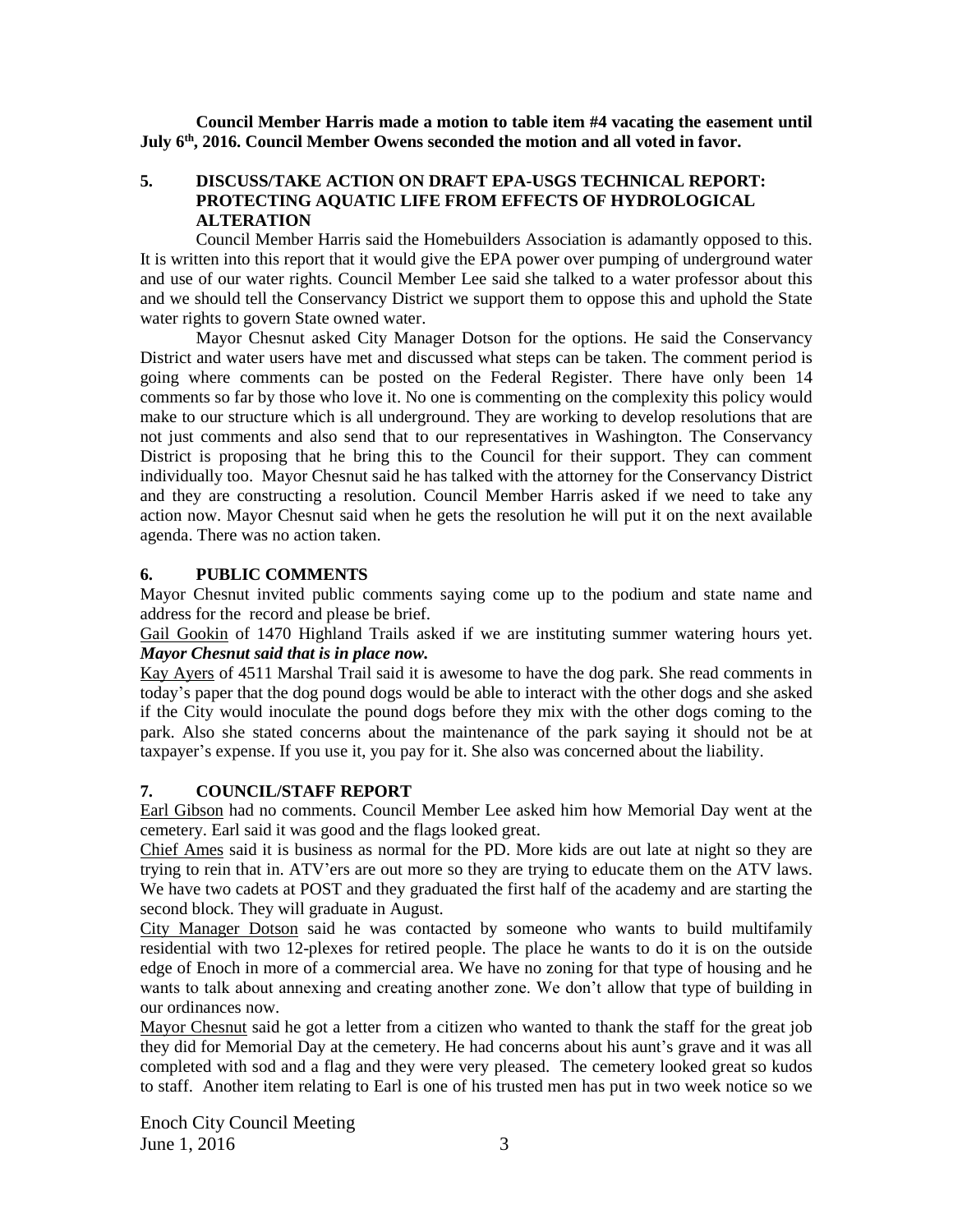**Council Member Harris made a motion to table item #4 vacating the easement until July 6th, 2016. Council Member Owens seconded the motion and all voted in favor.**

## 5. DISCUSS/TAKE ACTION ON DRAFT EPA-USGS TECHNICAL REPORT: PROTECTING AQUATIC LIFE FROM EFFECTS OF HYDROLOGICAL ALTERATION

Council Member Harris said the Homebuilders Association is adamantly opposed to this. It is written into this report that it would give the EPA power over pumping of underground water and use of our water rights. Council Member Lee said she talked to a water professor about this and we should tell the Conservancy District we support them to oppose this and uphold the State water rights to govern State owned water.

Mayor Chesnut asked City Manager Dotson for the options. He said the Conservancy District and water users have met and discussed what steps can be taken. The comment period is going where comments can be posted on the Federal Register. There have only been 14 comments so far by those who love it. No one is commenting on the complexity this policy would make to our structure which is all underground. They are working to develop resolutions that are not just comments and also send that to our representatives in Washington. The Conservancy District is proposing that he bring this to the Council for their support. They can comment individually too. Mayor Chesnut said he has talked with the attorney for the Conservancy District and they are constructing a resolution. Council Member Harris asked if we need to take any action now. Mayor Chesnut said when he gets the resolution he will put it on the next available agenda. There was no action taken.

## 6. PUBLIC COMMENTS

Mayor Chesnut invited public comments saying come up to the podium and state name and address for the record and please be brief.

Gail Gookin of 1470 Highland Trails asked if we are instituting summer watering hours yet. ***Mayor Chesnut said that is in place now.***

Kay Ayers of 4511 Marshal Trail said it is awesome to have the dog park. She read comments in today's paper that the dog pound dogs would be able to interact with the other dogs and she asked if the City would inoculate the pound dogs before they mix with the other dogs coming to the park. Also she stated concerns about the maintenance of the park saying it should not be at taxpayer's expense. If you use it, you pay for it. She also was concerned about the liability.

## 7. COUNCIL/STAFF REPORT

Earl Gibson had no comments. Council Member Lee asked him how Memorial Day went at the cemetery. Earl said it was good and the flags looked great.

Chief Ames said it is business as normal for the PD. More kids are out late at night so they are trying to rein that in. ATV'ers are out more so they are trying to educate them on the ATV laws. We have two cadets at POST and they graduated the first half of the academy and are starting the second block. They will graduate in August.

City Manager Dotson said he was contacted by someone who wants to build multifamily residential with two 12-plexes for retired people. The place he wants to do it is on the outside edge of Enoch in more of a commercial area. We have no zoning for that type of housing and he wants to talk about annexing and creating another zone. We don't allow that type of building in our ordinances now.

Mayor Chesnut said he got a letter from a citizen who wanted to thank the staff for the great job they did for Memorial Day at the cemetery. He had concerns about his aunt's grave and it was all completed with sod and a flag and they were very pleased. The cemetery looked great so kudos to staff. Another item relating to Earl is one of his trusted men has put in two week notice so we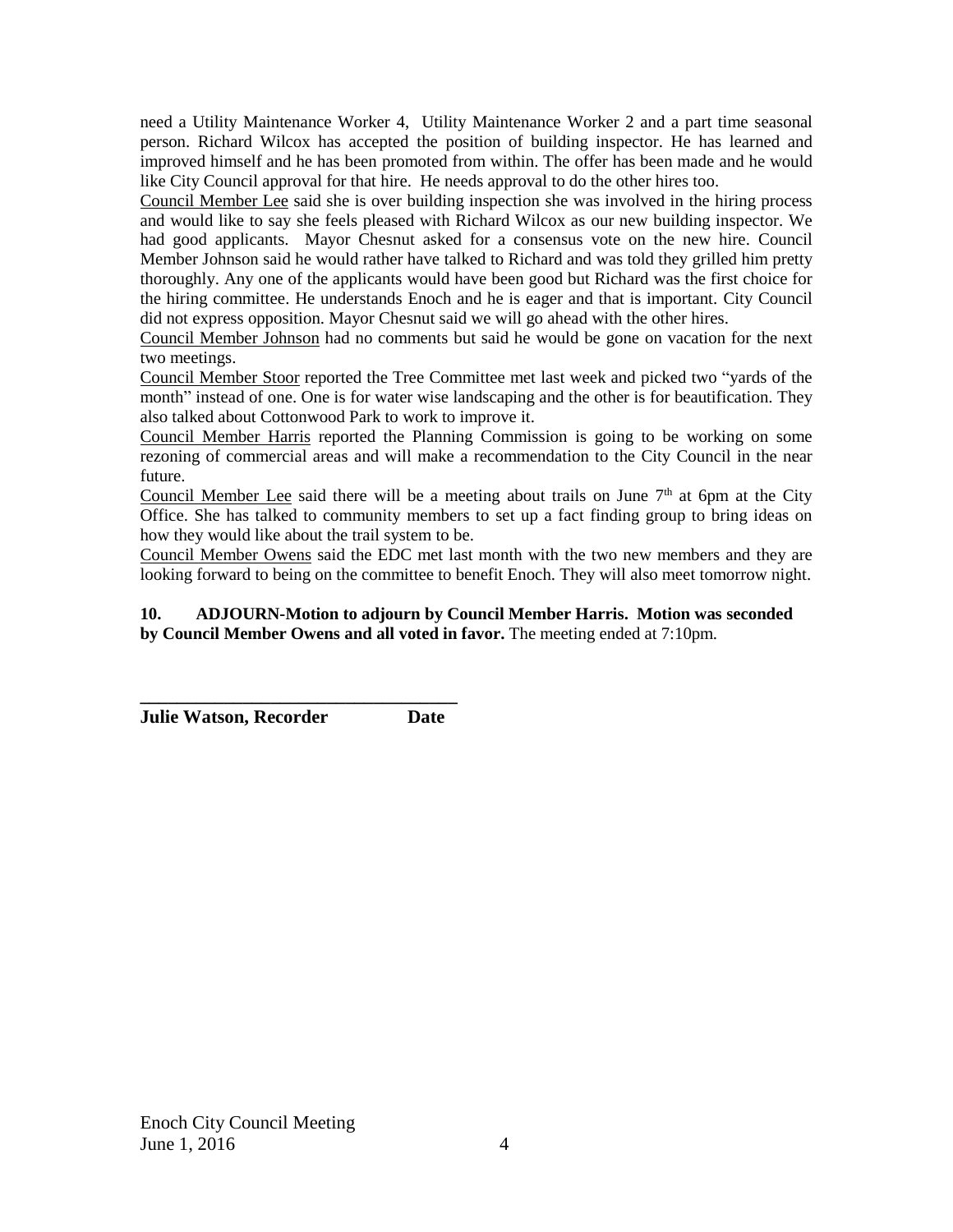need a Utility Maintenance Worker 4, Utility Maintenance Worker 2 and a part time seasonal person. Richard Wilcox has accepted the position of building inspector. He has learned and improved himself and he has been promoted from within. The offer has been made and he would like City Council approval for that hire. He needs approval to do the other hires too.

Council Member Lee said she is over building inspection she was involved in the hiring process and would like to say she feels pleased with Richard Wilcox as our new building inspector. We had good applicants. Mayor Chesnut asked for a consensus vote on the new hire. Council Member Johnson said he would rather have talked to Richard and was told they grilled him pretty thoroughly. Any one of the applicants would have been good but Richard was the first choice for the hiring committee. He understands Enoch and he is eager and that is important. City Council did not express opposition. Mayor Chesnut said we will go ahead with the other hires.

Council Member Johnson had no comments but said he would be gone on vacation for the next two meetings.

Council Member Stoor reported the Tree Committee met last week and picked two "yards of the month" instead of one. One is for water wise landscaping and the other is for beautification. They also talked about Cottonwood Park to work to improve it.

Council Member Harris reported the Planning Commission is going to be working on some rezoning of commercial areas and will make a recommendation to the City Council in the near future.

Council Member Lee said there will be a meeting about trails on June 7th at 6pm at the City Office. She has talked to community members to set up a fact finding group to bring ideas on how they would like about the trail system to be.

Council Member Owens said the EDC met last month with the two new members and they are looking forward to being on the committee to benefit Enoch. They will also meet tomorrow night.

**10. ADJOURN-Motion to adjourn by Council Member Harris. Motion was seconded by Council Member Owens and all voted in favor.** The meeting ended at 7:10pm.

\_\_\_\_\_\_\_\_\_\_\_\_\_\_\_\_\_\_\_\_\_\_\_\_\_\_\_\_\_\_\_\_\_\_\_

**Julie Watson, Recorder Date**